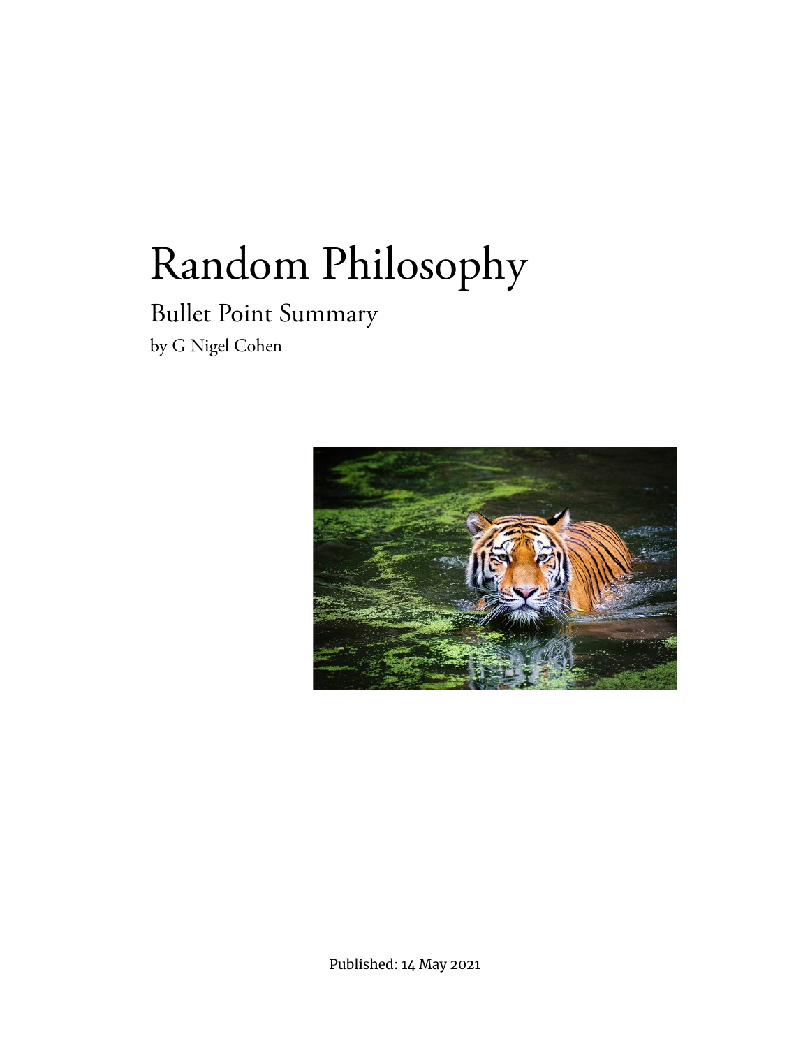# Random Philosophy

## Bullet Point Summary

by G Nigel Cohen

Published: 14 May 2021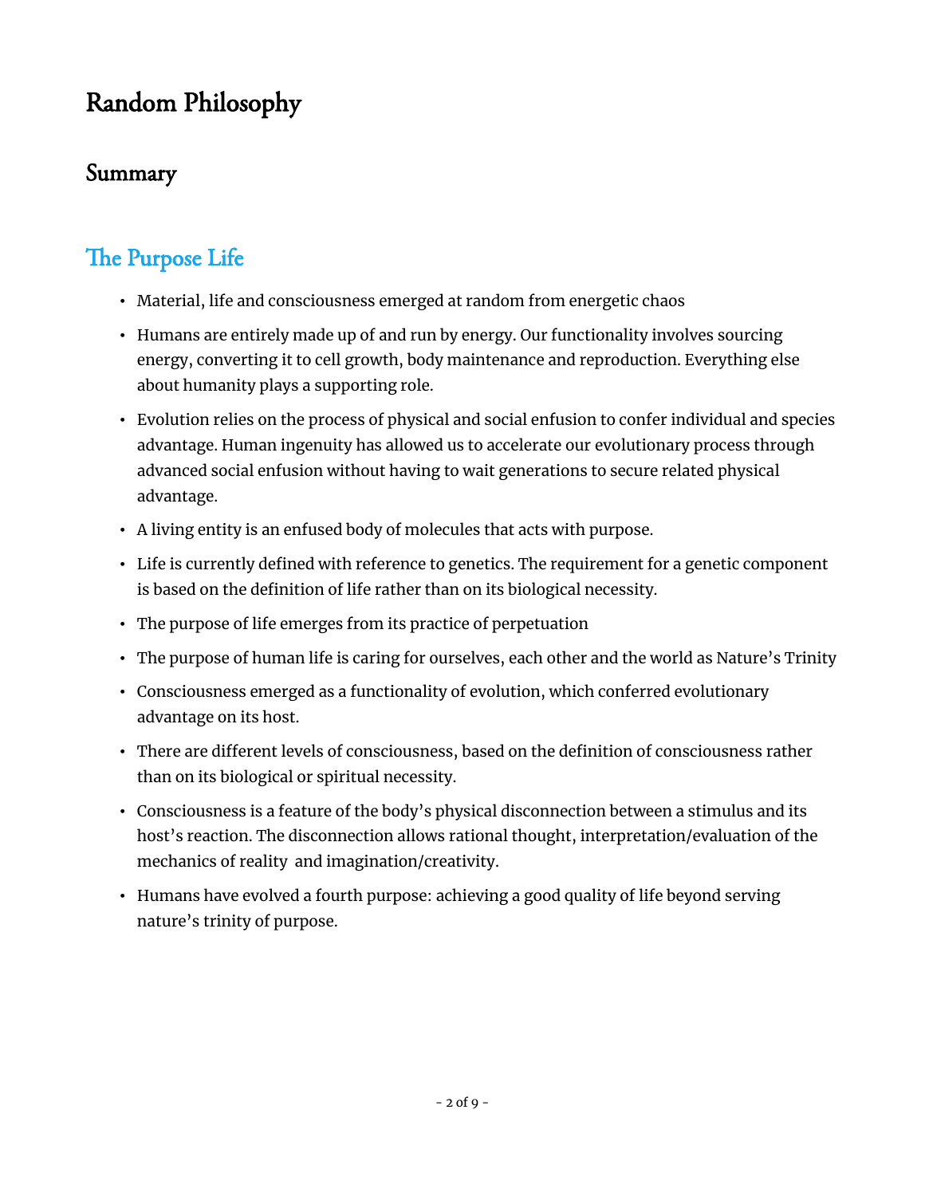# Random Philosophy

## Summary

## The Purpose Life

- Material, life and consciousness emerged at random from energetic chaos
- Humans are entirely made up of and run by energy. Our functionality involves sourcing energy, converting it to cell growth, body maintenance and reproduction. Everything else about humanity plays a supporting role.
- Evolution relies on the process of physical and social enfusion to confer individual and species advantage. Human ingenuity has allowed us to accelerate our evolutionary process through advanced social enfusion without having to wait generations to secure related physical advantage.
- A living entity is an enfused body of molecules that acts with purpose.
- Life is currently defined with reference to genetics. The requirement for a genetic component is based on the definition of life rather than on its biological necessity.
- The purpose of life emerges from its practice of perpetuation
- The purpose of human life is caring for ourselves, each other and the world as Nature's Trinity
- Consciousness emerged as a functionality of evolution, which conferred evolutionary advantage on its host.
- There are different levels of consciousness, based on the definition of consciousness rather than on its biological or spiritual necessity.
- Consciousness is a feature of the body's physical disconnection between a stimulus and its host's reaction. The disconnection allows rational thought, interpretation/evaluation of the mechanics of reality and imagination/creativity.
- Humans have evolved a fourth purpose: achieving a good quality of life beyond serving nature's trinity of purpose.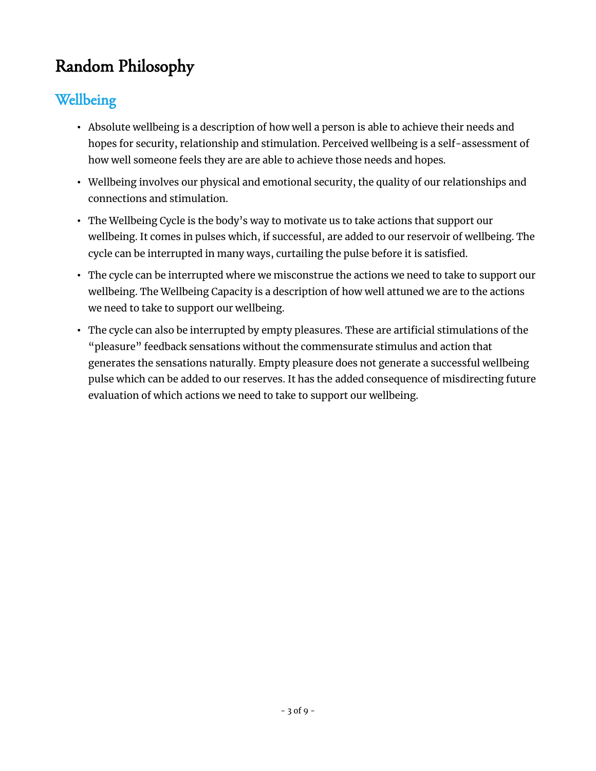# Random Philosophy

## Wellbeing

- Absolute wellbeing is a description of how well a person is able to achieve their needs and hopes for security, relationship and stimulation. Perceived wellbeing is a self-assessment of how well someone feels they are are able to achieve those needs and hopes.
- Wellbeing involves our physical and emotional security, the quality of our relationships and connections and stimulation.
- The Wellbeing Cycle is the body's way to motivate us to take actions that support our wellbeing. It comes in pulses which, if successful, are added to our reservoir of wellbeing. The cycle can be interrupted in many ways, curtailing the pulse before it is satisfied.
- The cycle can be interrupted where we misconstrue the actions we need to take to support our wellbeing. The Wellbeing Capacity is a description of how well attuned we are to the actions we need to take to support our wellbeing.
- The cycle can also be interrupted by empty pleasures. These are artificial stimulations of the "pleasure" feedback sensations without the commensurate stimulus and action that generates the sensations naturally. Empty pleasure does not generate a successful wellbeing pulse which can be added to our reserves. It has the added consequence of misdirecting future evaluation of which actions we need to take to support our wellbeing.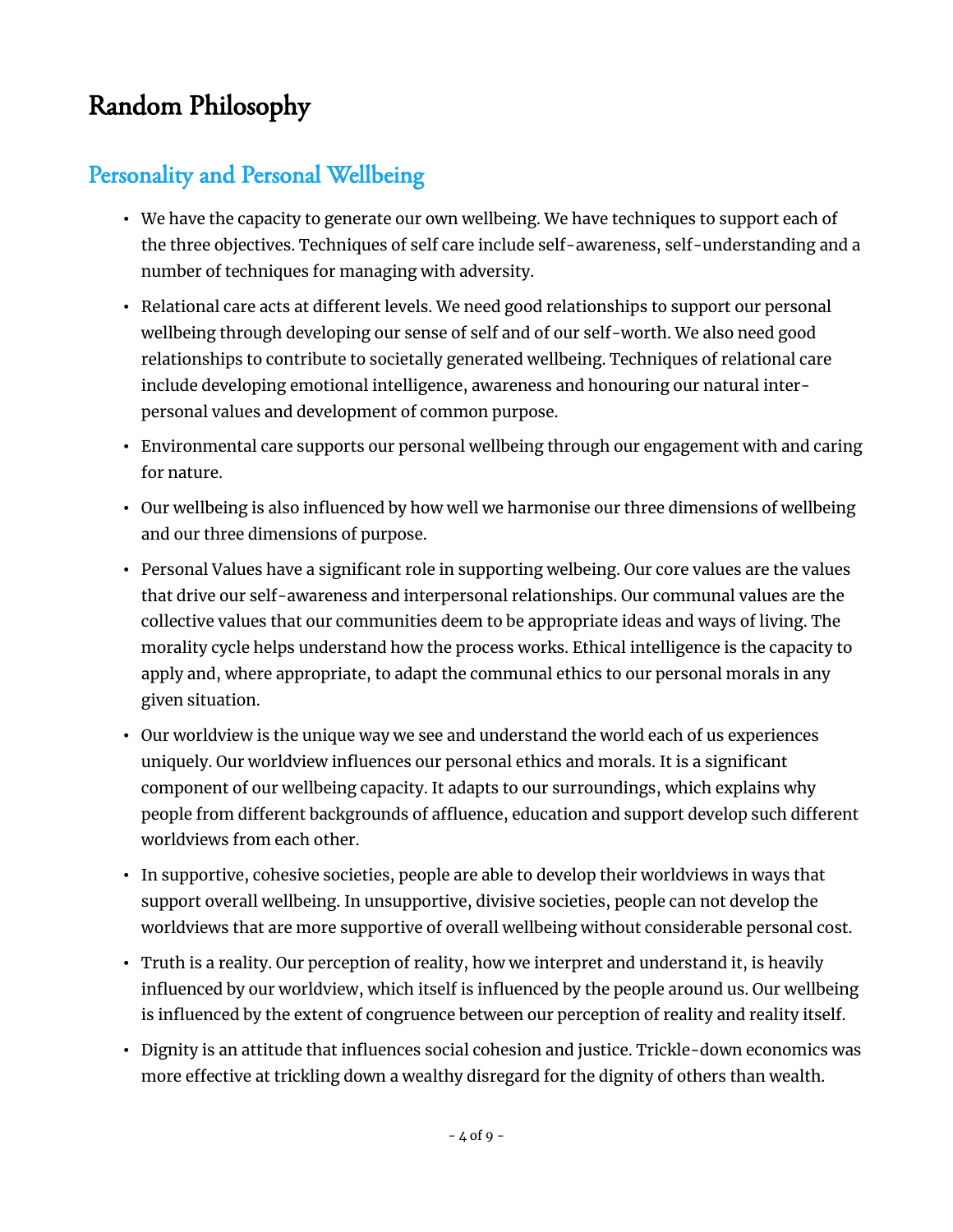# Random Philosophy

## Personality and Personal Wellbeing

- We have the capacity to generate our own wellbeing. We have techniques to support each of the three objectives. Techniques of self care include self-awareness, self-understanding and a number of techniques for managing with adversity.
- Relational care acts at different levels. We need good relationships to support our personal wellbeing through developing our sense of self and of our self-worth. We also need good relationships to contribute to societally generated wellbeing. Techniques of relational care include developing emotional intelligence, awareness and honouring our natural inter-personal values and development of common purpose.
- Environmental care supports our personal wellbeing through our engagement with and caring for nature.
- Our wellbeing is also influenced by how well we harmonise our three dimensions of wellbeing and our three dimensions of purpose.
- Personal Values have a significant role in supporting welbeing. Our core values are the values that drive our self-awareness and interpersonal relationships. Our communal values are the collective values that our communities deem to be appropriate ideas and ways of living. The morality cycle helps understand how the process works. Ethical intelligence is the capacity to apply and, where appropriate, to adapt the communal ethics to our personal morals in any given situation.
- Our worldview is the unique way we see and understand the world each of us experiences uniquely. Our worldview influences our personal ethics and morals. It is a significant component of our wellbeing capacity. It adapts to our surroundings, which explains why people from different backgrounds of affluence, education and support develop such different worldviews from each other.
- In supportive, cohesive societies, people are able to develop their worldviews in ways that support overall wellbeing. In unsupportive, divisive societies, people can not develop the worldviews that are more supportive of overall wellbeing without considerable personal cost.
- Truth is a reality. Our perception of reality, how we interpret and understand it, is heavily influenced by our worldview, which itself is influenced by the people around us. Our wellbeing is influenced by the extent of congruence between our perception of reality and reality itself.
- Dignity is an attitude that influences social cohesion and justice. Trickle-down economics was more effective at trickling down a wealthy disregard for the dignity of others than wealth.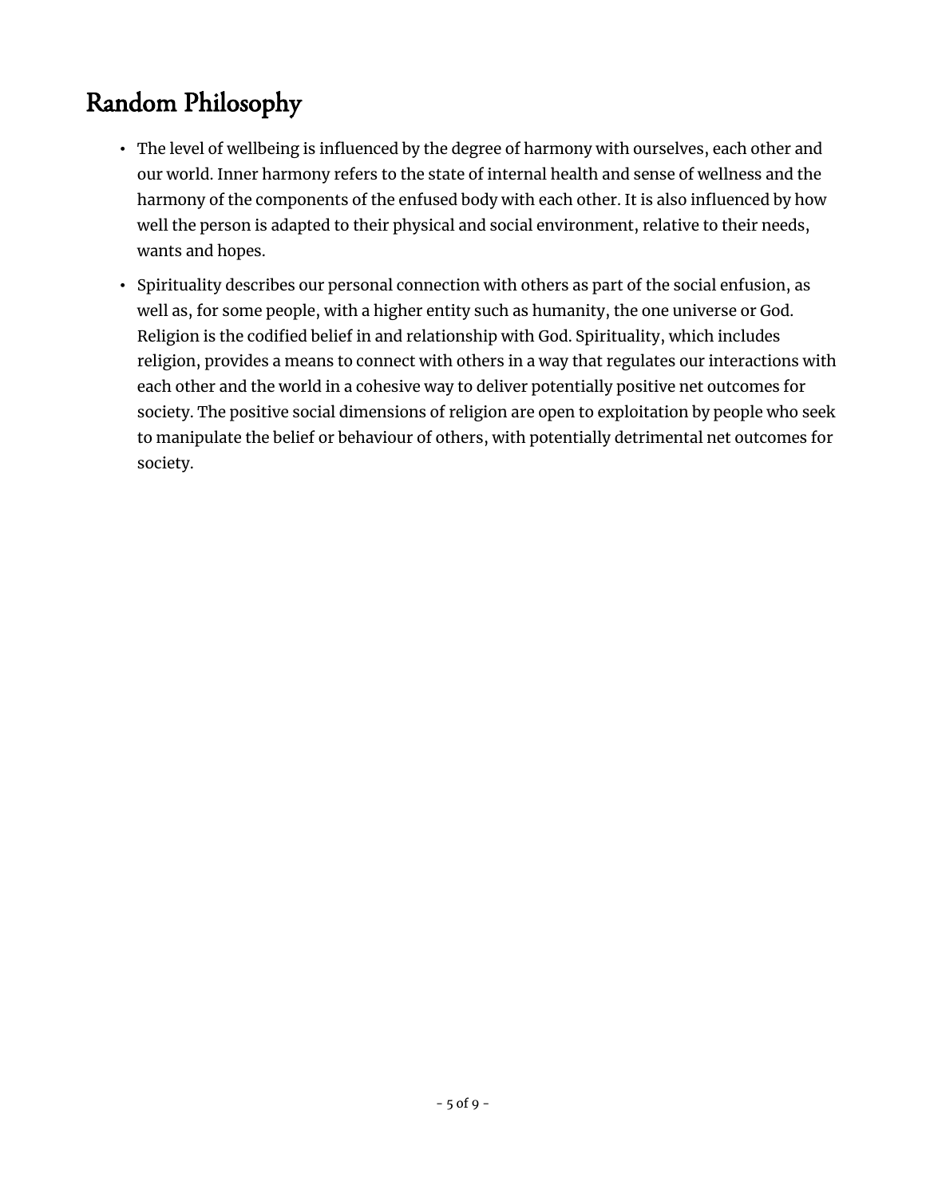## Random Philosophy

- The level of wellbeing is influenced by the degree of harmony with ourselves, each other and our world. Inner harmony refers to the state of internal health and sense of wellness and the harmony of the components of the enfused body with each other. It is also influenced by how well the person is adapted to their physical and social environment, relative to their needs, wants and hopes.
- Spirituality describes our personal connection with others as part of the social enfusion, as well as, for some people, with a higher entity such as humanity, the one universe or God. Religion is the codified belief in and relationship with God. Spirituality, which includes religion, provides a means to connect with others in a way that regulates our interactions with each other and the world in a cohesive way to deliver potentially positive net outcomes for society. The positive social dimensions of religion are open to exploitation by people who seek to manipulate the belief or behaviour of others, with potentially detrimental net outcomes for society.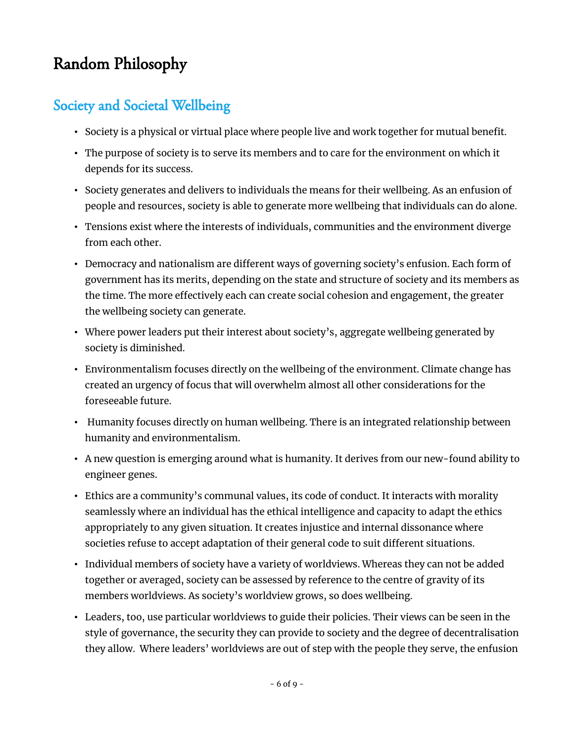# Random Philosophy

## Society and Societal Wellbeing

- Society is a physical or virtual place where people live and work together for mutual benefit.
- The purpose of society is to serve its members and to care for the environment on which it depends for its success.
- Society generates and delivers to individuals the means for their wellbeing. As an enfusion of people and resources, society is able to generate more wellbeing that individuals can do alone.
- Tensions exist where the interests of individuals, communities and the environment diverge from each other.
- Democracy and nationalism are different ways of governing society's enfusion. Each form of government has its merits, depending on the state and structure of society and its members as the time. The more effectively each can create social cohesion and engagement, the greater the wellbeing society can generate.
- Where power leaders put their interest about society's, aggregate wellbeing generated by society is diminished.
- Environmentalism focuses directly on the wellbeing of the environment. Climate change has created an urgency of focus that will overwhelm almost all other considerations for the foreseeable future.
- Humanity focuses directly on human wellbeing. There is an integrated relationship between humanity and environmentalism.
- A new question is emerging around what is humanity. It derives from our new-found ability to engineer genes.
- Ethics are a community's communal values, its code of conduct. It interacts with morality seamlessly where an individual has the ethical intelligence and capacity to adapt the ethics appropriately to any given situation. It creates injustice and internal dissonance where societies refuse to accept adaptation of their general code to suit different situations.
- Individual members of society have a variety of worldviews. Whereas they can not be added together or averaged, society can be assessed by reference to the centre of gravity of its members worldviews. As society's worldview grows, so does wellbeing.
- Leaders, too, use particular worldviews to guide their policies. Their views can be seen in the style of governance, the security they can provide to society and the degree of decentralisation they allow. Where leaders' worldviews are out of step with the people they serve, the enfusion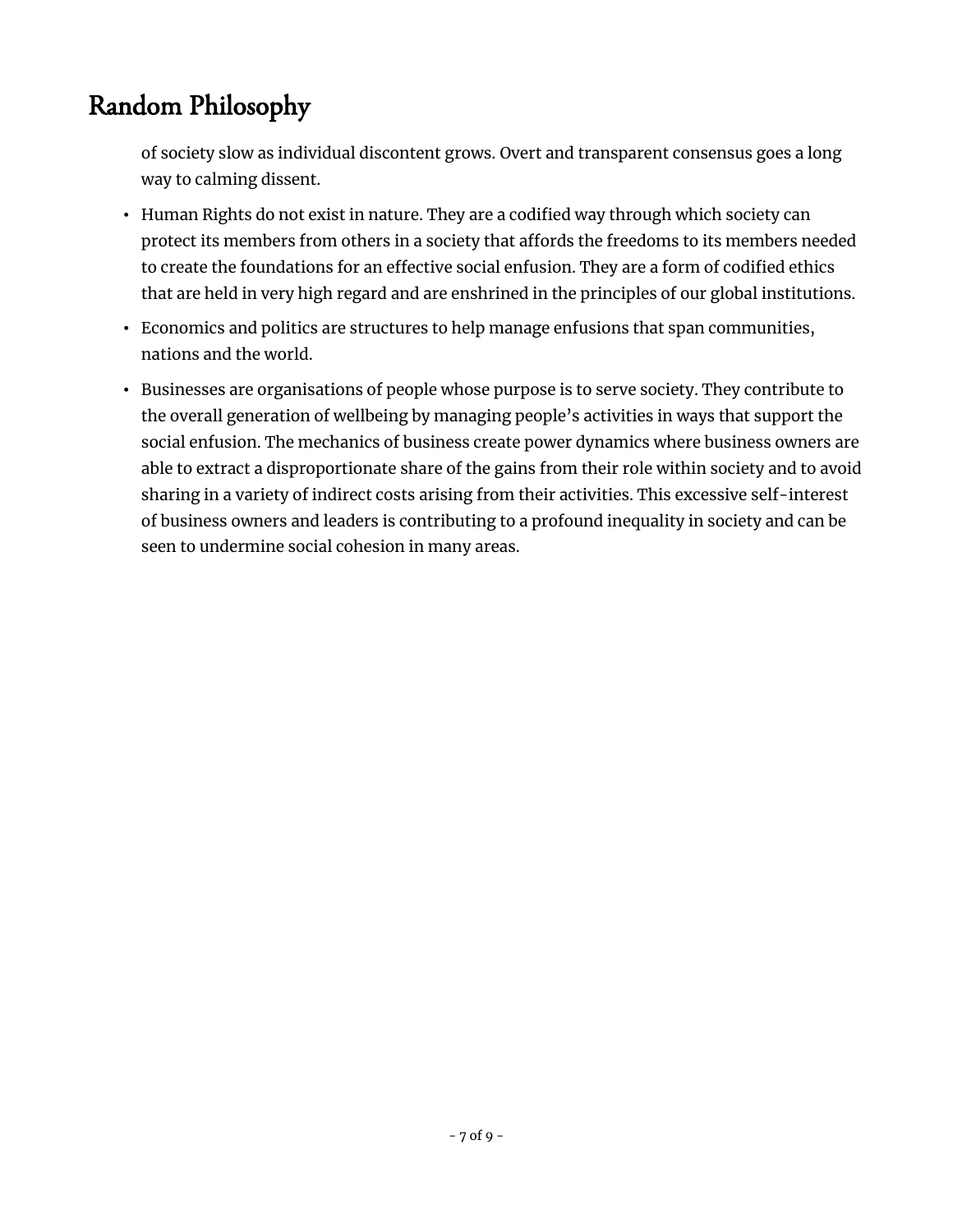of society slow as individual discontent grows. Overt and transparent consensus goes a long way to calming dissent.

- Human Rights do not exist in nature. They are a codified way through which society can protect its members from others in a society that affords the freedoms to its members needed to create the foundations for an effective social enfusion. They are a form of codified ethics that are held in very high regard and are enshrined in the principles of our global institutions.
- Economics and politics are structures to help manage enfusions that span communities, nations and the world.
- Businesses are organisations of people whose purpose is to serve society. They contribute to the overall generation of wellbeing by managing people's activities in ways that support the social enfusion. The mechanics of business create power dynamics where business owners are able to extract a disproportionate share of the gains from their role within society and to avoid sharing in a variety of indirect costs arising from their activities. This excessive self-interest of business owners and leaders is contributing to a profound inequality in society and can be seen to undermine social cohesion in many areas.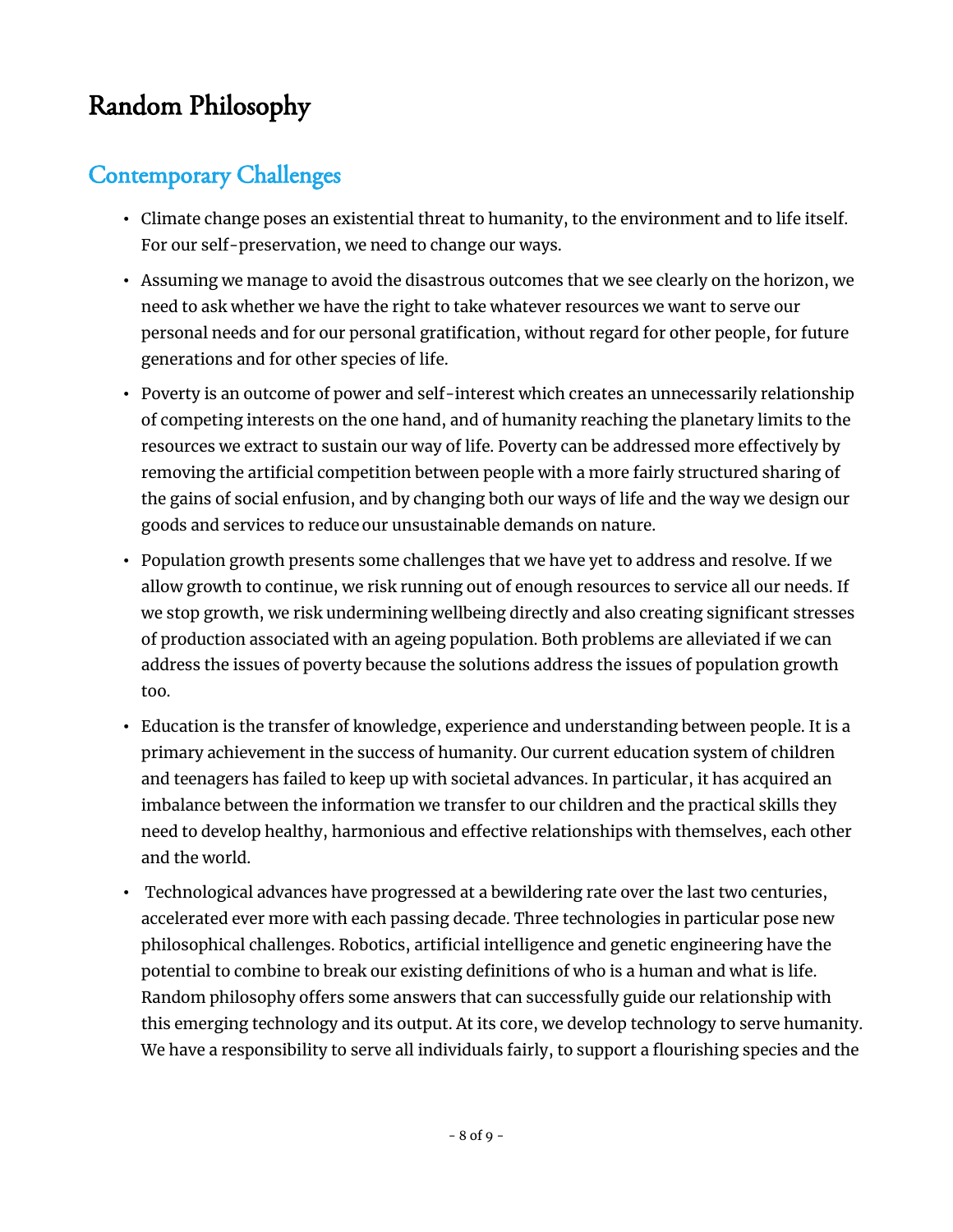# Random Philosophy

## Contemporary Challenges

- Climate change poses an existential threat to humanity, to the environment and to life itself. For our self-preservation, we need to change our ways.
- Assuming we manage to avoid the disastrous outcomes that we see clearly on the horizon, we need to ask whether we have the right to take whatever resources we want to serve our personal needs and for our personal gratification, without regard for other people, for future generations and for other species of life.
- Poverty is an outcome of power and self-interest which creates an unnecessarily relationship of competing interests on the one hand, and of humanity reaching the planetary limits to the resources we extract to sustain our way of life. Poverty can be addressed more effectively by removing the artificial competition between people with a more fairly structured sharing of the gains of social enfusion, and by changing both our ways of life and the way we design our goods and services to reduce our unsustainable demands on nature.
- Population growth presents some challenges that we have yet to address and resolve. If we allow growth to continue, we risk running out of enough resources to service all our needs. If we stop growth, we risk undermining wellbeing directly and also creating significant stresses of production associated with an ageing population. Both problems are alleviated if we can address the issues of poverty because the solutions address the issues of population growth too.
- Education is the transfer of knowledge, experience and understanding between people. It is a primary achievement in the success of humanity. Our current education system of children and teenagers has failed to keep up with societal advances. In particular, it has acquired an imbalance between the information we transfer to our children and the practical skills they need to develop healthy, harmonious and effective relationships with themselves, each other and the world.
- Technological advances have progressed at a bewildering rate over the last two centuries, accelerated ever more with each passing decade. Three technologies in particular pose new philosophical challenges. Robotics, artificial intelligence and genetic engineering have the potential to combine to break our existing definitions of who is a human and what is life. Random philosophy offers some answers that can successfully guide our relationship with this emerging technology and its output. At its core, we develop technology to serve humanity. We have a responsibility to serve all individuals fairly, to support a flourishing species and the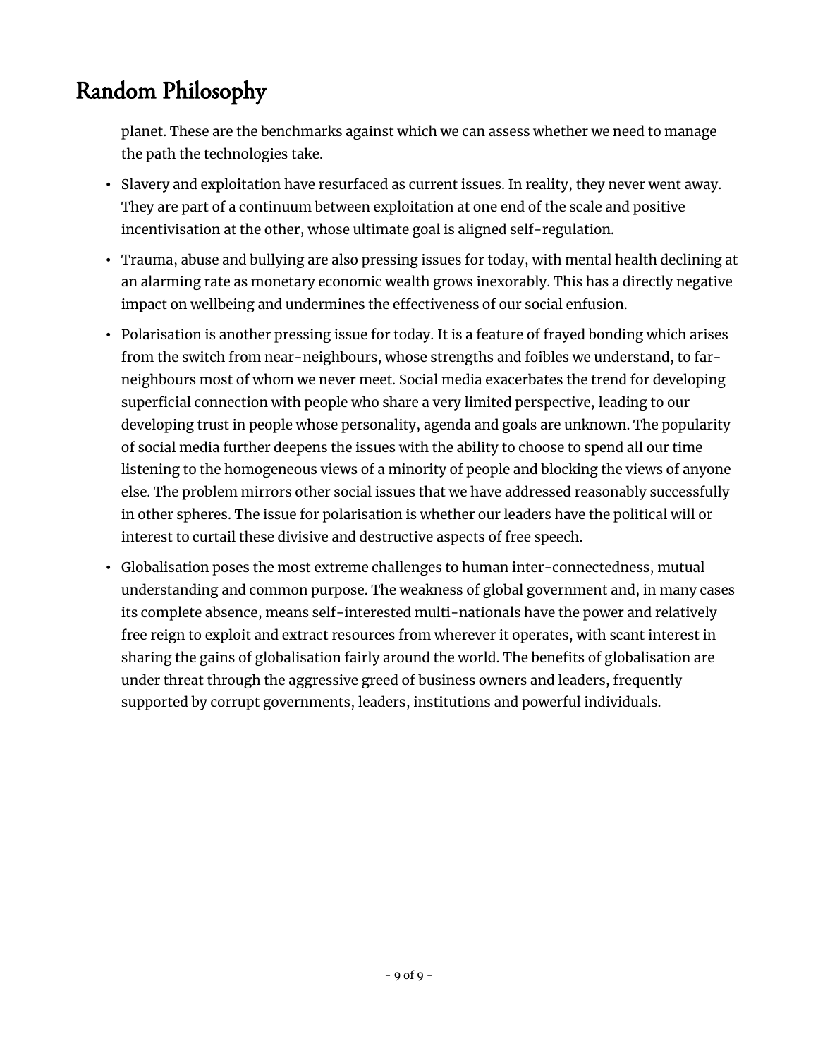planet. These are the benchmarks against which we can assess whether we need to manage the path the technologies take.

- Slavery and exploitation have resurfaced as current issues. In reality, they never went away. They are part of a continuum between exploitation at one end of the scale and positive incentivisation at the other, whose ultimate goal is aligned self-regulation.
- Trauma, abuse and bullying are also pressing issues for today, with mental health declining at an alarming rate as monetary economic wealth grows inexorably. This has a directly negative impact on wellbeing and undermines the effectiveness of our social enfusion.
- Polarisation is another pressing issue for today. It is a feature of frayed bonding which arises from the switch from near-neighbours, whose strengths and foibles we understand, to far-neighbours most of whom we never meet. Social media exacerbates the trend for developing superficial connection with people who share a very limited perspective, leading to our developing trust in people whose personality, agenda and goals are unknown. The popularity of social media further deepens the issues with the ability to choose to spend all our time listening to the homogeneous views of a minority of people and blocking the views of anyone else. The problem mirrors other social issues that we have addressed reasonably successfully in other spheres. The issue for polarisation is whether our leaders have the political will or interest to curtail these divisive and destructive aspects of free speech.
- Globalisation poses the most extreme challenges to human inter-connectedness, mutual understanding and common purpose. The weakness of global government and, in many cases its complete absence, means self-interested multi-nationals have the power and relatively free reign to exploit and extract resources from wherever it operates, with scant interest in sharing the gains of globalisation fairly around the world. The benefits of globalisation are under threat through the aggressive greed of business owners and leaders, frequently supported by corrupt governments, leaders, institutions and powerful individuals.